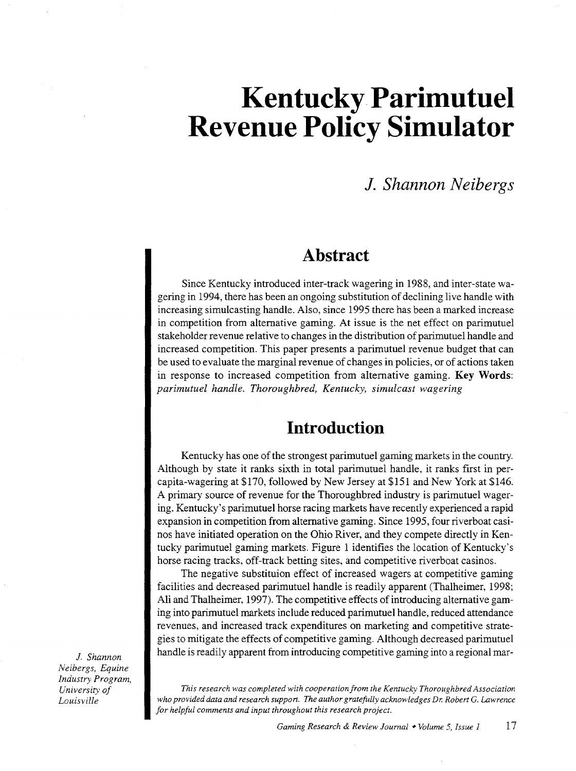# Kentucky Parimutuel Revenue Policy Simulator

*J. Shannon Neibergs*

*J. Shannon Neibergs, Equine Industry Program, University of Louisville*

## Abstract

Since Kentucky introduced inter-track wagering in 1988, and inter-state wagering in 1994, there has been an ongoing substitution of declining live handle with increasing simulcasting handle. Also, since 1995 there has been a marked increase in competition from alternative gaming. At issue is the net effect on parimutuel stakeholder revenue relative to changes in the distribution of parimutuel handle and increased competition. This paper presents a parimutuel revenue budget that can be used to evaluate the marginal revenue of changes in policies, or of actions taken in response to increased competition from alternative gaming. **Key Words**: *parimutuel handle. Thoroughbred, Kentucky, simulcast wagering*

## Introduction

Kentucky has one of the strongest parimutuel gaming markets in the country. Although by state it ranks sixth in total parimutuel handle, it ranks first in per-capita-wagering at $170, followed by New Jersey at $151 and New York at $146. A primary source of revenue for the Thoroughbred industry is parimutuel wagering. Kentucky's parimutuel horse racing markets have recently experienced a rapid expansion in competition from alternative gaming. Since 1995, four riverboat casinos have initiated operation on the Ohio River, and they compete directly in Kentucky parimutuel gaming markets. Figure 1 identifies the location of Kentucky's horse racing tracks, off-track betting sites, and competitive riverboat casinos.

The negative substituion effect of increased wagers at competitive gaming facilities and decreased parimutuel handle is readily apparent (Thalheimer, 1998; Ali and Thalheimer, 1997). The competitive effects of introducing alternative gaming into parimutuel markets include reduced parimutuel handle, reduced attendance revenues, and increased track expenditures on marketing and competitive strategies to mitigate the effects of competitive gaming. Although decreased parimutuel handle is readily apparent from introducing competitive gaming into a regional mar-

*This research was completed with cooperation from the Kentucky Thoroughbred Association who provided data and research support. The author gratefully acknowledges Dr. Robert G. Lawrence for helpful comments and input throughout this research project.*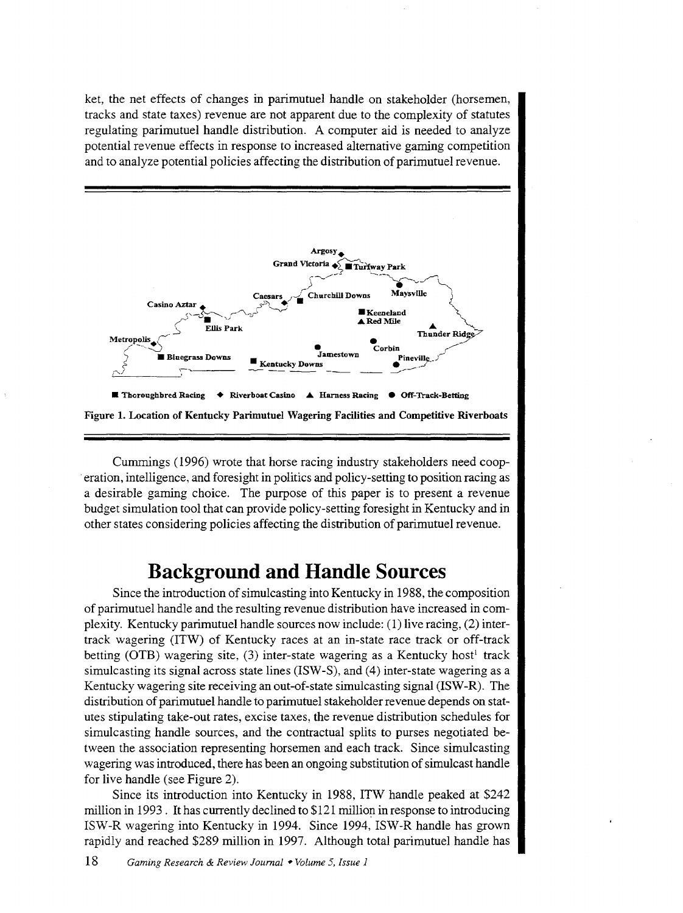ket, the net effects of changes in parimutuel handle on stakeholder (horsemen, tracks and state taxes) revenue are not apparent due to the complexity of statutes regulating parimutuel handle distribution. A computer aid is needed to analyze potential revenue effects in response to increased alternative gaming competition and to analyze potential policies affecting the distribution of parimutuel revenue.

**Figure 1. Location of Kentucky Parimutuel Wagering Facilities and Competitive Riverboats**

Cummings (1996) wrote that horse racing industry stakeholders need cooperation, intelligence, and foresight in politics and policy-setting to position racing as a desirable gaming choice. The purpose of this paper is to present a revenue budget simulation tool that can provide policy-setting foresight in Kentucky and in other states considering policies affecting the distribution of parimutuel revenue.

# Background and Handle Sources

Since the introduction of simulcasting into Kentucky in 1988, the composition of parimutuel handle and the resulting revenue distribution have increased in complexity. Kentucky parimutuel handle sources now include: (1) live racing, (2) inter-track wagering (ITW) of Kentucky races at an in-state race track or off-track betting (OTB) wagering site, (3) inter-state wagering as a Kentucky host[1] track simulcasting its signal across state lines (ISW-S), and (4) inter-state wagering as a Kentucky wagering site receiving an out-of-state simulcasting signal (ISW-R). The distribution of parimutuel handle to parimutuel stakeholder revenue depends on statutes stipulating take-out rates, excise taxes, the revenue distribution schedules for simulcasting handle sources, and the contractual splits to purses negotiated between the association representing horsemen and each track. Since simulcasting wagering was introduced, there has been an ongoing substitution of simulcast handle for live handle (see Figure 2).

Since its introduction into Kentucky in 1988, ITW handle peaked at $242 million in 1993. It has currently declined to $121 million in response to introducing ISW-R wagering into Kentucky in 1994. Since 1994, ISW-R handle has grown rapidly and reached $289 million in 1997. Although total parimutuel handle has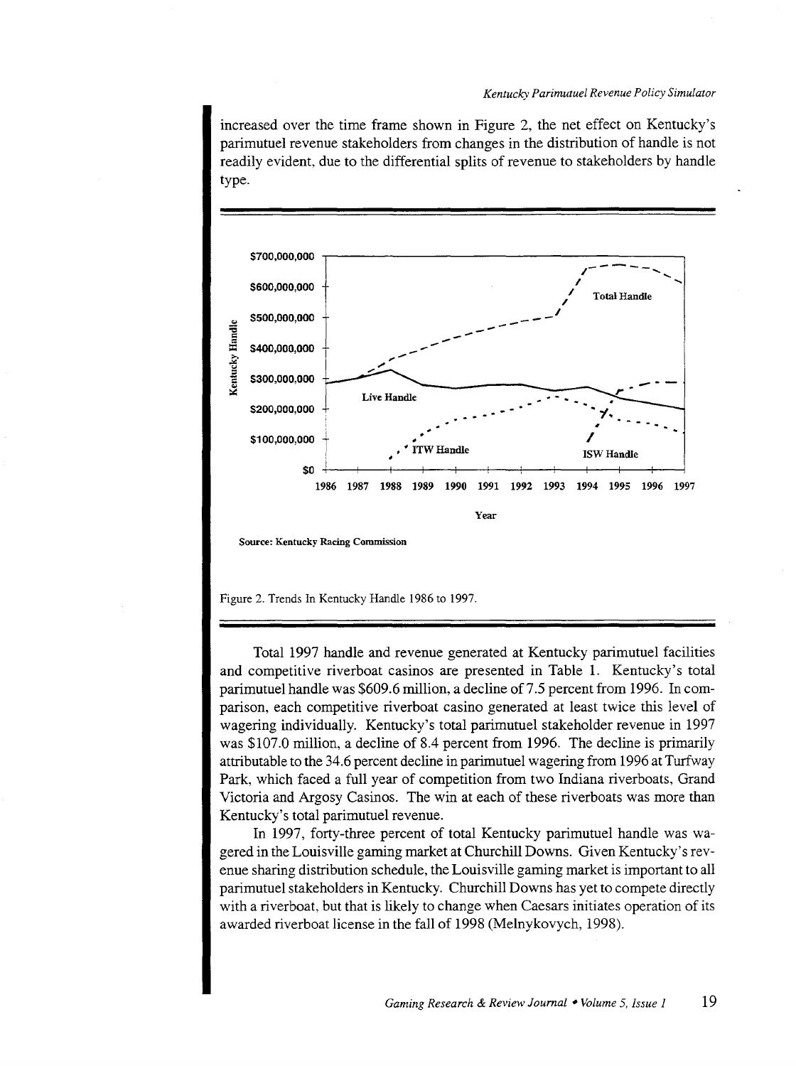increased over the time frame shown in Figure 2, the net effect on Kentucky's parimutuel revenue stakeholders from changes in the distribution of handle is not readily evident, due to the differential splits of revenue to stakeholders by handle type.

Figure 2. Trends In Kentucky Handle 1986 to 1997.

Total 1997 handle and revenue generated at Kentucky parimutuel facilities and competitive riverboat casinos are presented in Table 1. Kentucky's total parimutuel handle was $609.6 million, a decline of 7.5 percent from 1996. In comparison, each competitive riverboat casino generated at least twice this level of wagering individually. Kentucky's total parimutuel stakeholder revenue in 1997 was $107.0 million, a decline of 8.4 percent from 1996. The decline is primarily attributable to the 34.6 percent decline in parimutuel wagering from 1996 at Turfway Park, which faced a full year of competition from two Indiana riverboats, Grand Victoria and Argosy Casinos. The win at each of these riverboats was more than Kentucky's total parimutuel revenue.

In 1997, forty-three percent of total Kentucky parimutuel handle was wagered in the Louisville gaming market at Churchill Downs. Given Kentucky's revenue sharing distribution schedule, the Louisville gaming market is important to all parimutuel stakeholders in Kentucky. Churchill Downs has yet to compete directly with a riverboat, but that is likely to change when Caesars initiates operation of its awarded riverboat license in the fall of 1998 (Melnykovych, 1998).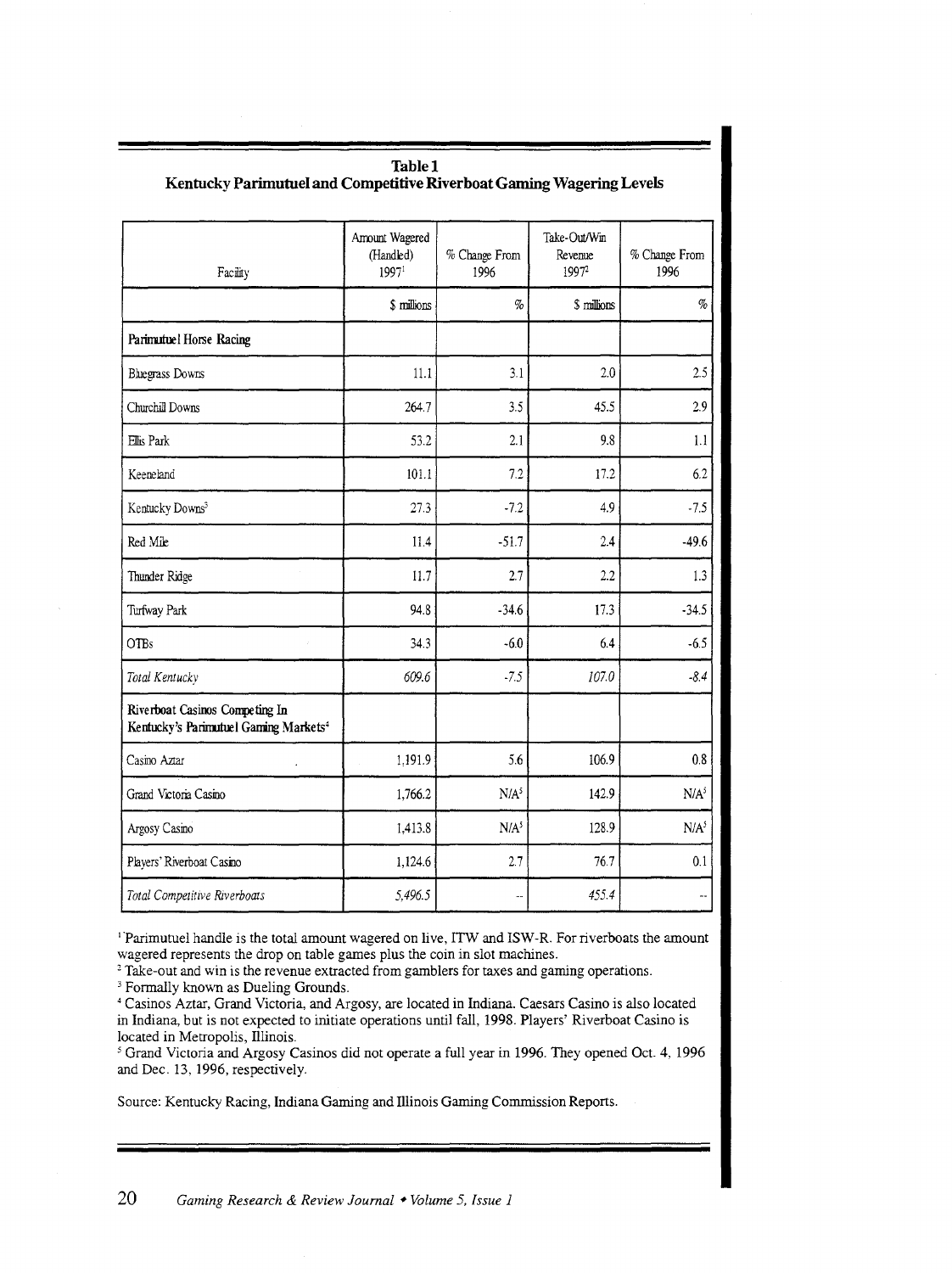**Table 1**
**Kentucky Parimutuel and Competitive Riverboat Gaming Wagering Levels**

| Facility | Amount Wagered (Handled) 1997[1] | % Change From 1996 | Take-Out/Win Revenue 1997[2] | % Change From 1996 |
|---|---|---|---|---|
| | $ millions | % | $ millions | % |
| **Parimutuel Horse Racing** | | | | |
| Bluegrass Downs | 11.1 | 3.1 | 2.0 | 2.5 |
| Churchill Downs | 264.7 | 3.5 | 45.5 | 2.9 |
| Ellis Park | 53.2 | 2.1 | 9.8 | 1.1 |
| Keeneland | 101.1 | 7.2 | 17.2 | 6.2 |
| Kentucky Downs[3] | 27.3 | -7.2 | 4.9 | -7.5 |
| Red Mile | 11.4 | -51.7 | 2.4 | -49.6 |
| Thunder Ridge | 11.7 | 2.7 | 2.2 | 1.3 |
| Turfway Park | 94.8 | -34.6 | 17.3 | -34.5 |
| OTBs | 34.3 | -6.0 | 6.4 | -6.5 |
| *Total Kentucky* | *609.6* | *-7.5* | *107.0* | *-8.4* |
| **Riverboat Casinos Competing In Kentucky's Parimutuel Gaming Markets[4]** | | | | |
| Casino Aztar | 1,191.9 | 5.6 | 106.9 | 0.8 |
| Grand Victoria Casino | 1,766.2 | N/A[5] | 142.9 | N/A[5] |
| Argosy Casino | 1,413.8 | N/A[5] | 128.9 | N/A[5] |
| Players' Riverboat Casino | 1,124.6 | 2.7 | 76.7 | 0.1 |
| *Total Competitive Riverboats* | *5,496.5* | -- | *455.4* | -- |

[1] Parimutuel handle is the total amount wagered on live, ITW and ISW-R. For riverboats the amount wagered represents the drop on table games plus the coin in slot machines.

[2] Take-out and win is the revenue extracted from gamblers for taxes and gaming operations.

[3] Formally known as Dueling Grounds.

[4] Casinos Aztar, Grand Victoria, and Argosy, are located in Indiana. Caesars Casino is also located in Indiana, but is not expected to initiate operations until fall, 1998. Players' Riverboat Casino is located in Metropolis, Illinois.

[5] Grand Victoria and Argosy Casinos did not operate a full year in 1996. They opened Oct. 4, 1996 and Dec. 13, 1996, respectively.

Source: Kentucky Racing, Indiana Gaming and Illinois Gaming Commission Reports.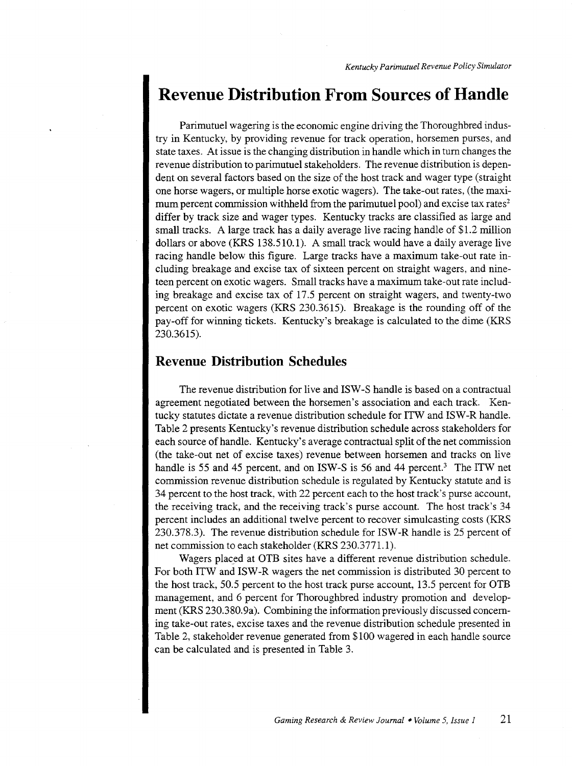# Revenue Distribution From Sources of Handle

Parimutuel wagering is the economic engine driving the Thoroughbred industry in Kentucky, by providing revenue for track operation, horsemen purses, and state taxes. At issue is the changing distribution in handle which in turn changes the revenue distribution to parimutuel stakeholders. The revenue distribution is dependent on several factors based on the size of the host track and wager type (straight one horse wagers, or multiple horse exotic wagers). The take-out rates, (the maximum percent commission withheld from the parimutuel pool) and excise tax rates[2] differ by track size and wager types. Kentucky tracks are classified as large and small tracks. A large track has a daily average live racing handle of $1.2 million dollars or above (KRS 138.510.1). A small track would have a daily average live racing handle below this figure. Large tracks have a maximum take-out rate including breakage and excise tax of sixteen percent on straight wagers, and nineteen percent on exotic wagers. Small tracks have a maximum take-out rate including breakage and excise tax of 17.5 percent on straight wagers, and twenty-two percent on exotic wagers (KRS 230.3615). Breakage is the rounding off of the pay-off for winning tickets. Kentucky's breakage is calculated to the dime (KRS 230.3615).

## Revenue Distribution Schedules

The revenue distribution for live and ISW-S handle is based on a contractual agreement negotiated between the horsemen's association and each track. Kentucky statutes dictate a revenue distribution schedule for ITW and ISW-R handle. Table 2 presents Kentucky's revenue distribution schedule across stakeholders for each source of handle. Kentucky's average contractual split of the net commission (the take-out net of excise taxes) revenue between horsemen and tracks on live handle is 55 and 45 percent, and on ISW-S is 56 and 44 percent.[3] The ITW net commission revenue distribution schedule is regulated by Kentucky statute and is 34 percent to the host track, with 22 percent each to the host track's purse account, the receiving track, and the receiving track's purse account. The host track's 34 percent includes an additional twelve percent to recover simulcasting costs (KRS 230.378.3). The revenue distribution schedule for ISW-R handle is 25 percent of net commission to each stakeholder (KRS 230.3771.1).

Wagers placed at OTB sites have a different revenue distribution schedule. For both ITW and ISW-R wagers the net commission is distributed 30 percent to the host track, 50.5 percent to the host track purse account, 13.5 percent for OTB management, and 6 percent for Thoroughbred industry promotion and development (KRS 230.380.9a). Combining the information previously discussed concerning take-out rates, excise taxes and the revenue distribution schedule presented in Table 2, stakeholder revenue generated from $100 wagered in each handle source can be calculated and is presented in Table 3.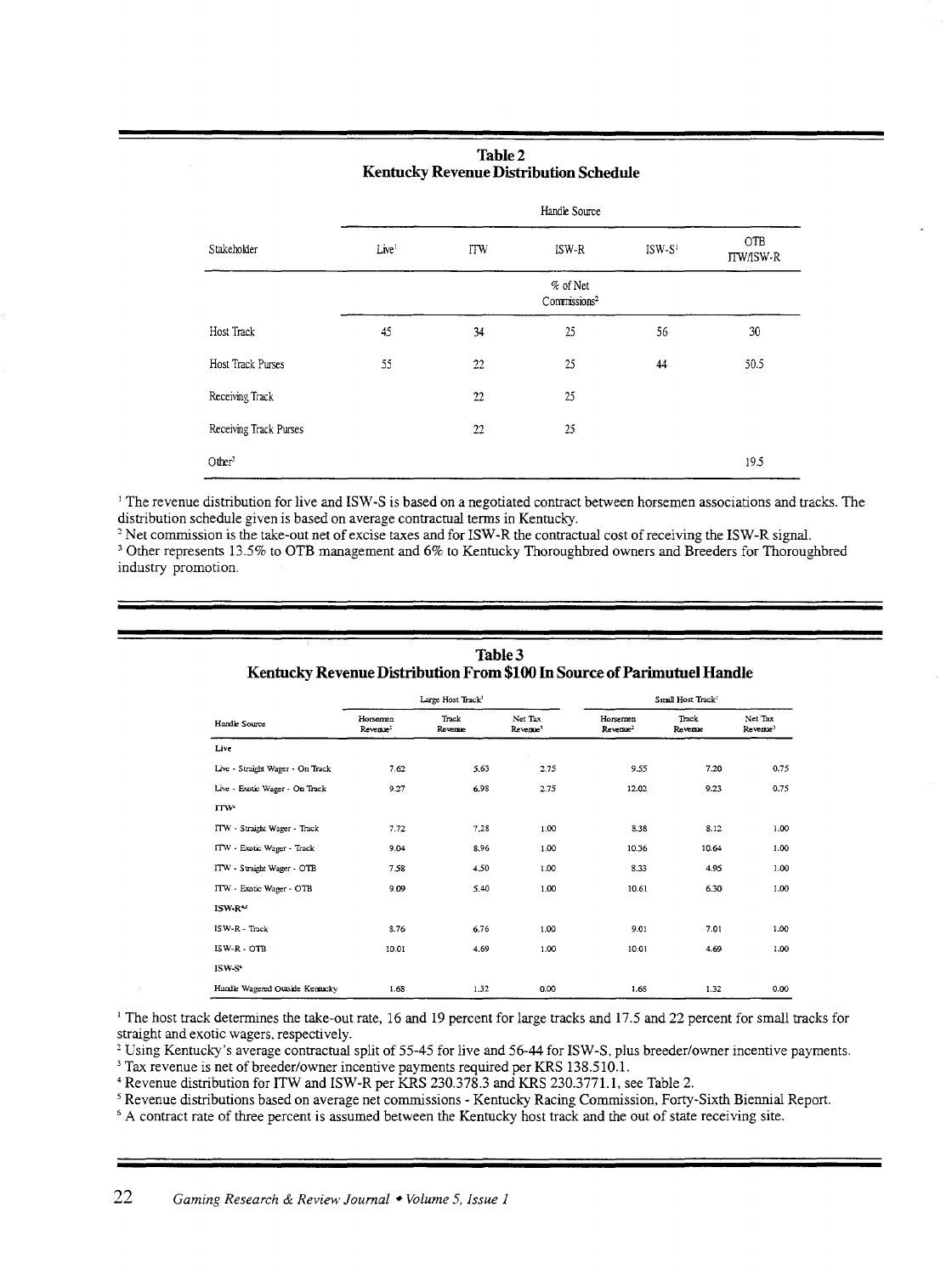**Table 2**
**Kentucky Revenue Distribution Schedule**

| Stakeholder | Handle Source | | | | |
|---|---|---|---|---|---|
| | Live[1] | ITW | ISW-R | ISW-S[1] | OTB ITW/ISW-R |
| | | | % of Net Commissions[2] | | |
| Host Track | 45 | 34 | 25 | 56 | 30 |
| Host Track Purses | 55 | 22 | 25 | 44 | 50.5 |
| Receiving Track | | 22 | 25 | | |
| Receiving Track Purses | | 22 | 25 | | |
| Other[3] | | | | | 19.5 |

[1] The revenue distribution for live and ISW-S is based on a negotiated contract between horsemen associations and tracks. The distribution schedule given is based on average contractual terms in Kentucky.
[2] Net commission is the take-out net of excise taxes and for ISW-R the contractual cost of receiving the ISW-R signal.
[3] Other represents 13.5% to OTB management and 6% to Kentucky Thoroughbred owners and Breeders for Thoroughbred industry promotion.

**Table 3**
**Kentucky Revenue Distribution From $100 In Source of Parimutuel Handle**

| Handle Source | Large Host Track[1] | | | Small Host Track[1] | | |
|---|---|---|---|---|---|---|
| | Horsemen Revenue[2] | Track Revenue | Net Tax Revenue[3] | Horsemen Revenue[2] | Track Revenue | Net Tax Revenue[3] |
| **Live** | | | | | | |
| Live - Straight Wager - On Track | 7.62 | 5.63 | 2.75 | 9.55 | 7.20 | 0.75 |
| Live - Exotic Wager - On Track | 9.27 | 6.98 | 2.75 | 12.02 | 9.23 | 0.75 |
| **ITW[4]** | | | | | | |
| ITW - Straight Wager - Track | 7.72 | 7.28 | 1.00 | 8.38 | 8.12 | 1.00 |
| ITW - Exotic Wager - Track | 9.04 | 8.96 | 1.00 | 10.36 | 10.64 | 1.00 |
| ITW - Straight Wager - OTB | 7.58 | 4.50 | 1.00 | 8.33 | 4.95 | 1.00 |
| ITW - Exotic Wager - OTB | 9.09 | 5.40 | 1.00 | 10.61 | 6.30 | 1.00 |
| **ISW-R[4,5]** | | | | | | |
| ISW-R - Track | 8.76 | 6.76 | 1.00 | 9.01 | 7.01 | 1.00 |
| ISW-R - OTB | 10.01 | 4.69 | 1.00 | 10.01 | 4.69 | 1.00 |
| **ISW-S[6]** | | | | | | |
| Handle Wagered Outside Kentucky | 1.68 | 1.32 | 0.00 | 1.68 | 1.32 | 0.00 |

[1] The host track determines the take-out rate, 16 and 19 percent for large tracks and 17.5 and 22 percent for small tracks for straight and exotic wagers, respectively.
[2] Using Kentucky's average contractual split of 55-45 for live and 56-44 for ISW-S, plus breeder/owner incentive payments.
[3] Tax revenue is net of breeder/owner incentive payments required per KRS 138.510.1.
[4] Revenue distribution for ITW and ISW-R per KRS 230.378.3 and KRS 230.3771.1, see Table 2.
[5] Revenue distributions based on average net commissions - Kentucky Racing Commission, Forty-Sixth Biennial Report.
[6] A contract rate of three percent is assumed between the Kentucky host track and the out of state receiving site.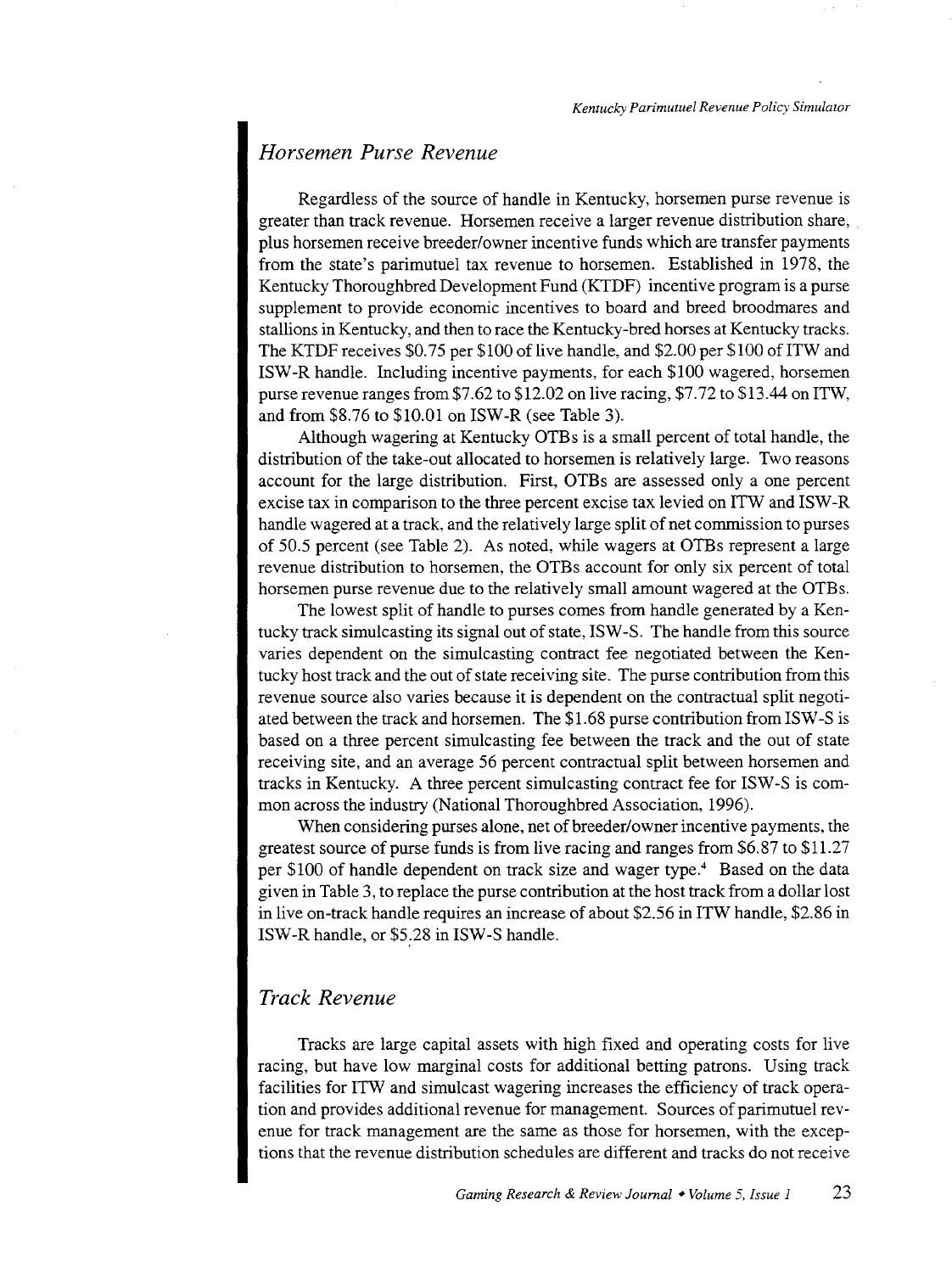## *Horsemen Purse Revenue*

Regardless of the source of handle in Kentucky, horsemen purse revenue is greater than track revenue. Horsemen receive a larger revenue distribution share, plus horsemen receive breeder/owner incentive funds which are transfer payments from the state's parimutuel tax revenue to horsemen. Established in 1978, the Kentucky Thoroughbred Development Fund (KTDF) incentive program is a purse supplement to provide economic incentives to board and breed broodmares and stallions in Kentucky, and then to race the Kentucky-bred horses at Kentucky tracks. The KTDF receives $0.75 per $100 of live handle, and $2.00 per $100 of ITW and ISW-R handle. Including incentive payments, for each $100 wagered, horsemen purse revenue ranges from $7.62 to $12.02 on live racing, $7.72 to $13.44 on ITW, and from $8.76 to $10.01 on ISW-R (see Table 3).

Although wagering at Kentucky OTBs is a small percent of total handle, the distribution of the take-out allocated to horsemen is relatively large. Two reasons account for the large distribution. First, OTBs are assessed only a one percent excise tax in comparison to the three percent excise tax levied on ITW and ISW-R handle wagered at a track, and the relatively large split of net commission to purses of 50.5 percent (see Table 2). As noted, while wagers at OTBs represent a large revenue distribution to horsemen, the OTBs account for only six percent of total horsemen purse revenue due to the relatively small amount wagered at the OTBs.

The lowest split of handle to purses comes from handle generated by a Kentucky track simulcasting its signal out of state, ISW-S. The handle from this source varies dependent on the simulcasting contract fee negotiated between the Kentucky host track and the out of state receiving site. The purse contribution from this revenue source also varies because it is dependent on the contractual split negotiated between the track and horsemen. The $1.68 purse contribution from ISW-S is based on a three percent simulcasting fee between the track and the out of state receiving site, and an average 56 percent contractual split between horsemen and tracks in Kentucky. A three percent simulcasting contract fee for ISW-S is common across the industry (National Thoroughbred Association, 1996).

When considering purses alone, net of breeder/owner incentive payments, the greatest source of purse funds is from live racing and ranges from $6.87 to $11.27 per $100 of handle dependent on track size and wager type.[4] Based on the data given in Table 3, to replace the purse contribution at the host track from a dollar lost in live on-track handle requires an increase of about $2.56 in ITW handle, $2.86 in ISW-R handle, or $5.28 in ISW-S handle.

## *Track Revenue*

Tracks are large capital assets with high fixed and operating costs for live racing, but have low marginal costs for additional betting patrons. Using track facilities for ITW and simulcast wagering increases the efficiency of track operation and provides additional revenue for management. Sources of parimutuel revenue for track management are the same as those for horsemen, with the exceptions that the revenue distribution schedules are different and tracks do not receive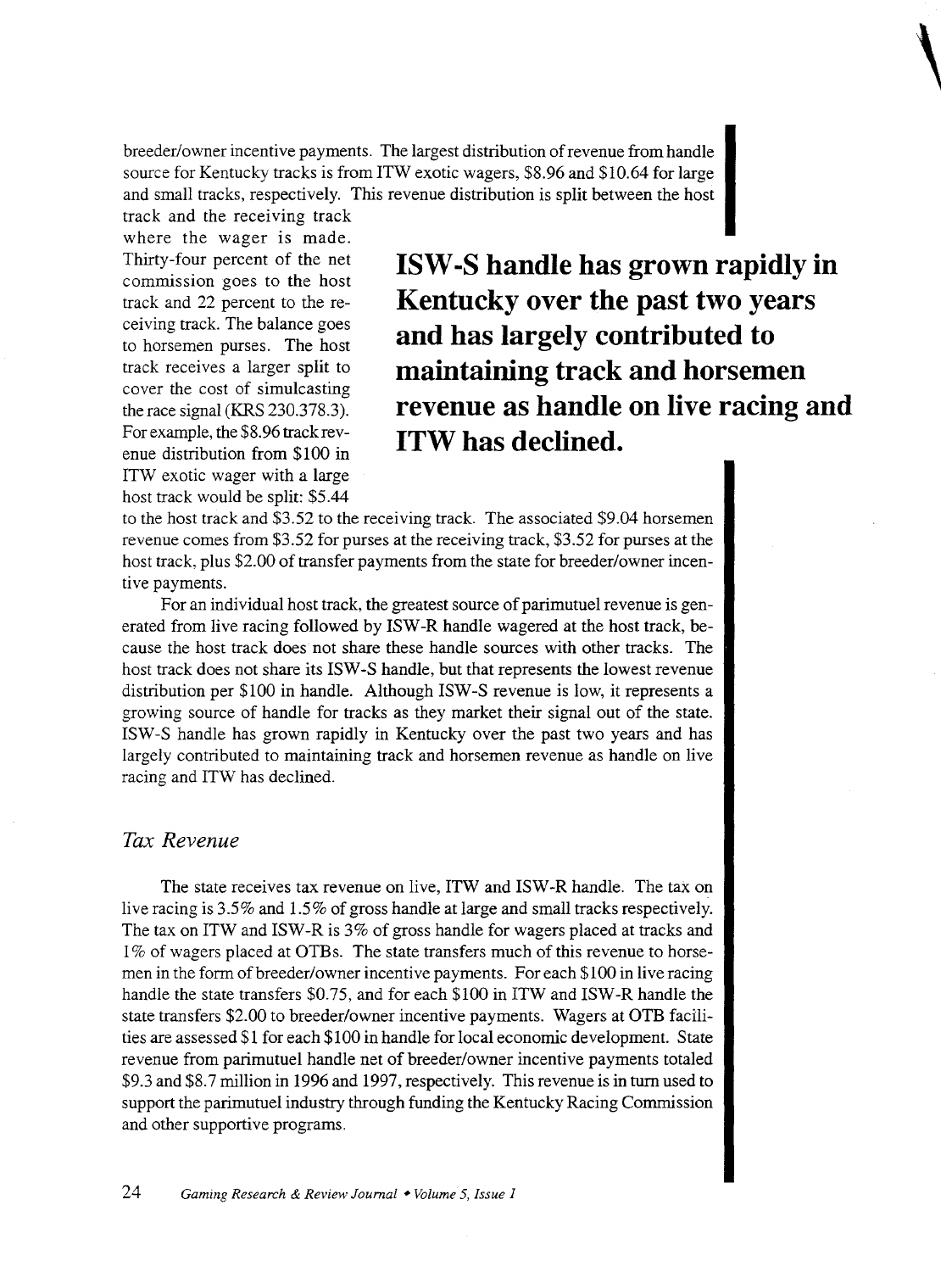breeder/owner incentive payments. The largest distribution of revenue from handle source for Kentucky tracks is from ITW exotic wagers, $8.96 and $10.64 for large and small tracks, respectively. This revenue distribution is split between the host track and the receiving track where the wager is made. Thirty-four percent of the net commission goes to the host track and 22 percent to the receiving track. The balance goes to horsemen purses. The host track receives a larger split to cover the cost of simulcasting the race signal (KRS 230.378.3). For example, the $8.96 track revenue distribution from $100 in ITW exotic wager with a large host track would be split: $5.44 to the host track and $3.52 to the receiving track. The associated $9.04 horsemen revenue comes from $3.52 for purses at the receiving track, $3.52 for purses at the host track, plus $2.00 of transfer payments from the state for breeder/owner incentive payments.

**ISW-S handle has grown rapidly in Kentucky over the past two years and has largely contributed to maintaining track and horsemen revenue as handle on live racing and ITW has declined.**

For an individual host track, the greatest source of parimutuel revenue is generated from live racing followed by ISW-R handle wagered at the host track, because the host track does not share these handle sources with other tracks. The host track does not share its ISW-S handle, but that represents the lowest revenue distribution per $100 in handle. Although ISW-S revenue is low, it represents a growing source of handle for tracks as they market their signal out of the state. ISW-S handle has grown rapidly in Kentucky over the past two years and has largely contributed to maintaining track and horsemen revenue as handle on live racing and ITW has declined.

## *Tax Revenue*

The state receives tax revenue on live, ITW and ISW-R handle. The tax on live racing is 3.5% and 1.5% of gross handle at large and small tracks respectively. The tax on ITW and ISW-R is 3% of gross handle for wagers placed at tracks and 1% of wagers placed at OTBs. The state transfers much of this revenue to horsemen in the form of breeder/owner incentive payments. For each $100 in live racing handle the state transfers $0.75, and for each $100 in ITW and ISW-R handle the state transfers $2.00 to breeder/owner incentive payments. Wagers at OTB facilities are assessed $1 for each $100 in handle for local economic development. State revenue from parimutuel handle net of breeder/owner incentive payments totaled $9.3 and $8.7 million in 1996 and 1997, respectively. This revenue is in turn used to support the parimutuel industry through funding the Kentucky Racing Commission and other supportive programs.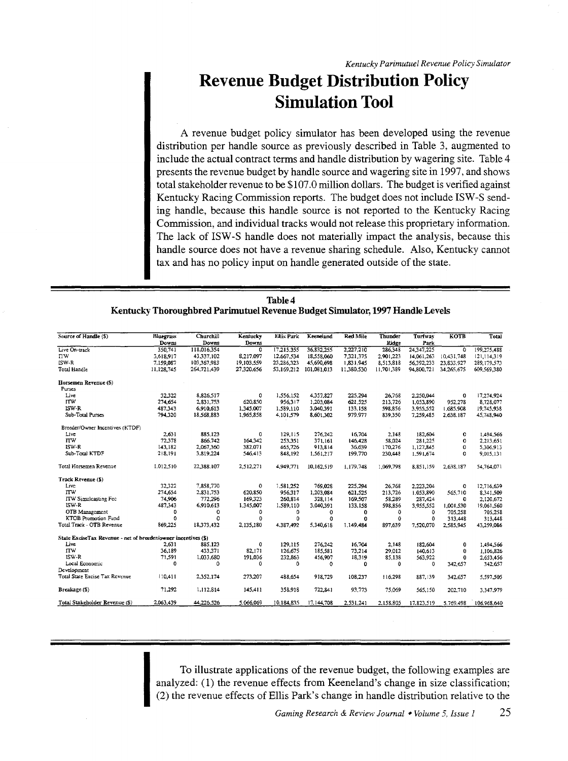# Revenue Budget Distribution Policy Simulation Tool

A revenue budget policy simulator has been developed using the revenue distribution per handle source as previously described in Table 3, augmented to include the actual contract terms and handle distribution by wagering site. Table 4 presents the revenue budget by handle source and wagering site in 1997, and shows total stakeholder revenue to be $107.0 million dollars. The budget is verified against Kentucky Racing Commission reports. The budget does not include ISW-S sending handle, because this handle source is not reported to the Kentucky Racing Commission, and individual tracks would not release this proprietary information. The lack of ISW-S handle does not materially impact the analysis, because this handle source does not have a revenue sharing schedule. Also, Kentucky cannot tax and has no policy input on handle generated outside of the state.

**Table 4**
**Kentucky Thoroughbred Parimutuel Revenue Budget Simulator, 1997 Handle Levels**

| Source of Handle ($) | Bluegrass Downs | Churchill Downs | Kentucky Downs | Ellis Park | Keeneland | Red Mile | Thunder Ridge | Turfway Park | KOTB | Total |
|---|---|---|---|---|---|---|---|---|---|---|
| Live On-track | 350,741 | 118,016,354 | 0 | 17,215,355 | 36,832,255 | 2,227,210 | 286,348 | 24,347,225 | 0 | 199,275,488 |
| ITW | 3,618,917 | 43,337,102 | 8,217,097 | 12,667,534 | 18,558,060 | 7,321,375 | 2,901,223 | 14,061,263 | 10,431,748 | 121,114,319 |
| ISW-R | 7,159,087 | 103,367,983 | 19,103,559 | 23,286,323 | 45,690,698 | 1,831,945 | 8,513,818 | 56,392,233 | 23,833,927 | 289,179,573 |
| Total Handle | 11,128,745 | 264,721,439 | 27,320,656 | 53,169,212 | 101,081,013 | 11,380,530 | 11,701,389 | 94,800,721 | 34,265,675 | 609,569,380 |
| **Horsemen Revenue ($)** | | | | | | | | | | |
| Purses | | | | | | | | | | |
| Live | 32,322 | 8,826,517 | 0 | 1,556,152 | 4,357,827 | 225,294 | 26,768 | 2,250,044 | 0 | 17,274,924 |
| ITW | 274,654 | 2,831,753 | 620,850 | 956,317 | 1,203,084 | 621,525 | 213,726 | 1,053,890 | 952,278 | 8,728,077 |
| ISW-R | 487,343 | 6,910,613 | 1,345,007 | 1,589,110 | 3,040,391 | 133,158 | 598,856 | 3,955,552 | 1,685,908 | 19,745,938 |
| Sub-Total Purses | 794,320 | 18,568,883 | 1,965,858 | 4,101,579 | 8,601,302 | 979,977 | 839,350 | 7,259,485 | 2,638,187 | 45,748,940 |
| Breeder/Owner Incentives (KTDF) | | | | | | | | | | |
| Live | 2,631 | 885,123 | 0 | 129,115 | 276,242 | 16,704 | 2,148 | 182,604 | 0 | 1,494,566 |
| ITW | 72,378 | 866,742 | 164,342 | 253,351 | 371,161 | 146,428 | 58,024 | 281,225 | 0 | 2,213,651 |
| ISW-R | 143,182 | 2,067,360 | 382,071 | 465,726 | 913,814 | 36,639 | 170,276 | 1,127,845 | 0 | 5,306,913 |
| Sub-Total KTDF | 218,191 | 3,819,224 | 546,413 | 848,192 | 1,561,217 | 199,770 | 230,448 | 1,591,674 | 0 | 9,015,131 |
| Total Horsemen Revenue | 1,012,510 | 22,388,107 | 2,512,271 | 4,949,771 | 10,162,519 | 1,179,748 | 1,069,798 | 8,851,159 | 2,638,187 | 54,764,071 |
| **Track Revenue ($)** | | | | | | | | | | |
| Live | 32,322 | 7,858,770 | 0 | 1,581,252 | 769,028 | 225,294 | 26,768 | 2,223,204 | 0 | 12,716,639 |
| ITW | 274,654 | 2,831,753 | 620,850 | 956,317 | 1,203,084 | 621,525 | 213,726 | 1,053,890 | 565,710 | 8,341,509 |
| ITW Simulcasting Fee | 74,906 | 772,296 | 169,323 | 260,814 | 328,114 | 169,507 | 58,289 | 287,424 | 0 | 2,120,672 |
| ISW-R | 487,343 | 6,910,613 | 1,345,007 | 1,589,110 | 3,040,391 | 133,158 | 598,856 | 3,955,552 | 1,001,530 | 19,061,560 |
| OTB Management | 0 | 0 | 0 | 0 | 0 | 0 | 0 | 0 | 705,258 | 705,258 |
| KTOB Promotion Fund | 0 | 0 | 0 | 0 | 0 | 0 | 0 | 0 | 313,448 | 313,448 |
| Total Track - OTB Revenue | 869,225 | 18,373,432 | 2,135,180 | 4,387,492 | 5,340,618 | 1,149,484 | 897,639 | 7,520,070 | 2,585,945 | 43,259,086 |
| **State ExciseTax Revenue - net of breeder/owner incentives ($)** | | | | | | | | | | |
| Live | 2,631 | 885,123 | 0 | 129,115 | 276,242 | 16,704 | 2,148 | 182,604 | 0 | 1,494,566 |
| ITW | 36,189 | 433,371 | 82,171 | 126,675 | 185,581 | 73,214 | 29,012 | 140,613 | 0 | 1,106,826 |
| ISW-R | 71,591 | 1,033,680 | 191,036 | 232,863 | 456,907 | 18,319 | 85,138 | 563,922 | 0 | 2,653,456 |
| Local Economic Development | 0 | 0 | 0 | 0 | 0 | 0 | 0 | 0 | 342,657 | 342,657 |
| Total State Excise Tax Revenue | 110,411 | 2,352,174 | 273,207 | 488,654 | 918,729 | 108,237 | 116,298 | 887,139 | 342,657 | 5,597,505 |
| **Breakage ($)** | 71,292 | 1,112,814 | 145,411 | 358,918 | 722,841 | 93,773 | 75,069 | 565,150 | 202,710 | 3,347,979 |
| **Total Stakeholder Revenue ($)** | 2,063,439 | 44,226,526 | 5,066,069 | 10,184,835 | 17,144,708 | 2,531,241 | 2,158,805 | 17,823,519 | 5,769,498 | 106,968,640 |

To illustrate applications of the revenue budget, the following examples are analyzed: (1) the revenue effects from Keeneland's change in size classification; (2) the revenue effects of Ellis Park's change in handle distribution relative to the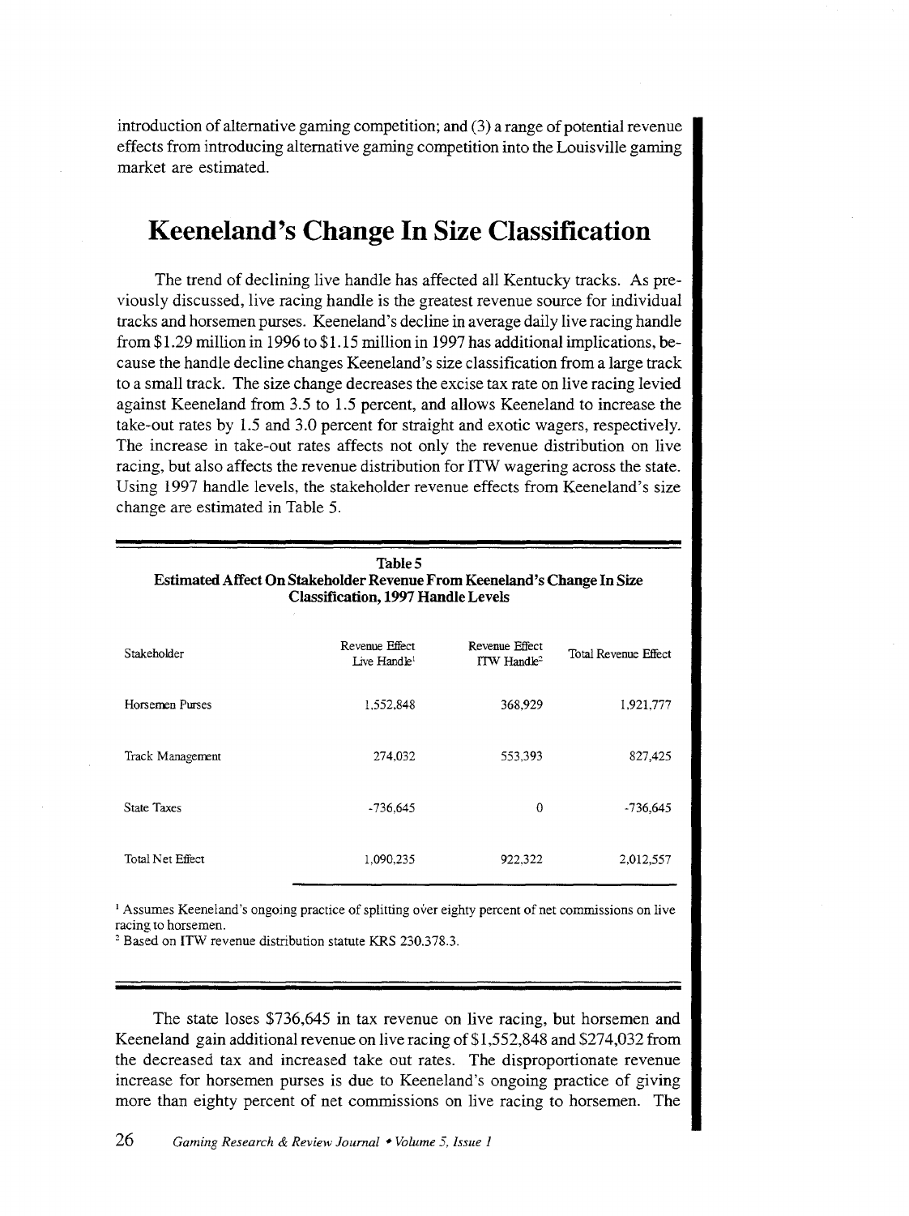introduction of alternative gaming competition; and (3) a range of potential revenue effects from introducing alternative gaming competition into the Louisville gaming market are estimated.

## Keeneland's Change In Size Classification

The trend of declining live handle has affected all Kentucky tracks. As previously discussed, live racing handle is the greatest revenue source for individual tracks and horsemen purses. Keeneland's decline in average daily live racing handle from $1.29 million in 1996 to $1.15 million in 1997 has additional implications, because the handle decline changes Keeneland's size classification from a large track to a small track. The size change decreases the excise tax rate on live racing levied against Keeneland from 3.5 to 1.5 percent, and allows Keeneland to increase the take-out rates by 1.5 and 3.0 percent for straight and exotic wagers, respectively. The increase in take-out rates affects not only the revenue distribution on live racing, but also affects the revenue distribution for ITW wagering across the state. Using 1997 handle levels, the stakeholder revenue effects from Keeneland's size change are estimated in Table 5.

**Table 5**
**Estimated Affect On Stakeholder Revenue From Keeneland's Change In Size Classification, 1997 Handle Levels**

| Stakeholder | Revenue Effect Live Handle[1] | Revenue Effect ITW Handle[2] | Total Revenue Effect |
|---|---|---|---|
| Horsemen Purses | 1,552,848 | 368,929 | 1,921,777 |
| Track Management | 274,032 | 553,393 | 827,425 |
| State Taxes | -736,645 | 0 | -736,645 |
| Total Net Effect | 1,090,235 | 922,322 | 2,012,557 |

[1] Assumes Keeneland's ongoing practice of splitting over eighty percent of net commissions on live racing to horsemen.
[2] Based on ITW revenue distribution statute KRS 230.378.3.

The state loses $736,645 in tax revenue on live racing, but horsemen and Keeneland gain additional revenue on live racing of $1,552,848 and $274,032 from the decreased tax and increased take out rates. The disproportionate revenue increase for horsemen purses is due to Keeneland's ongoing practice of giving more than eighty percent of net commissions on live racing to horsemen. The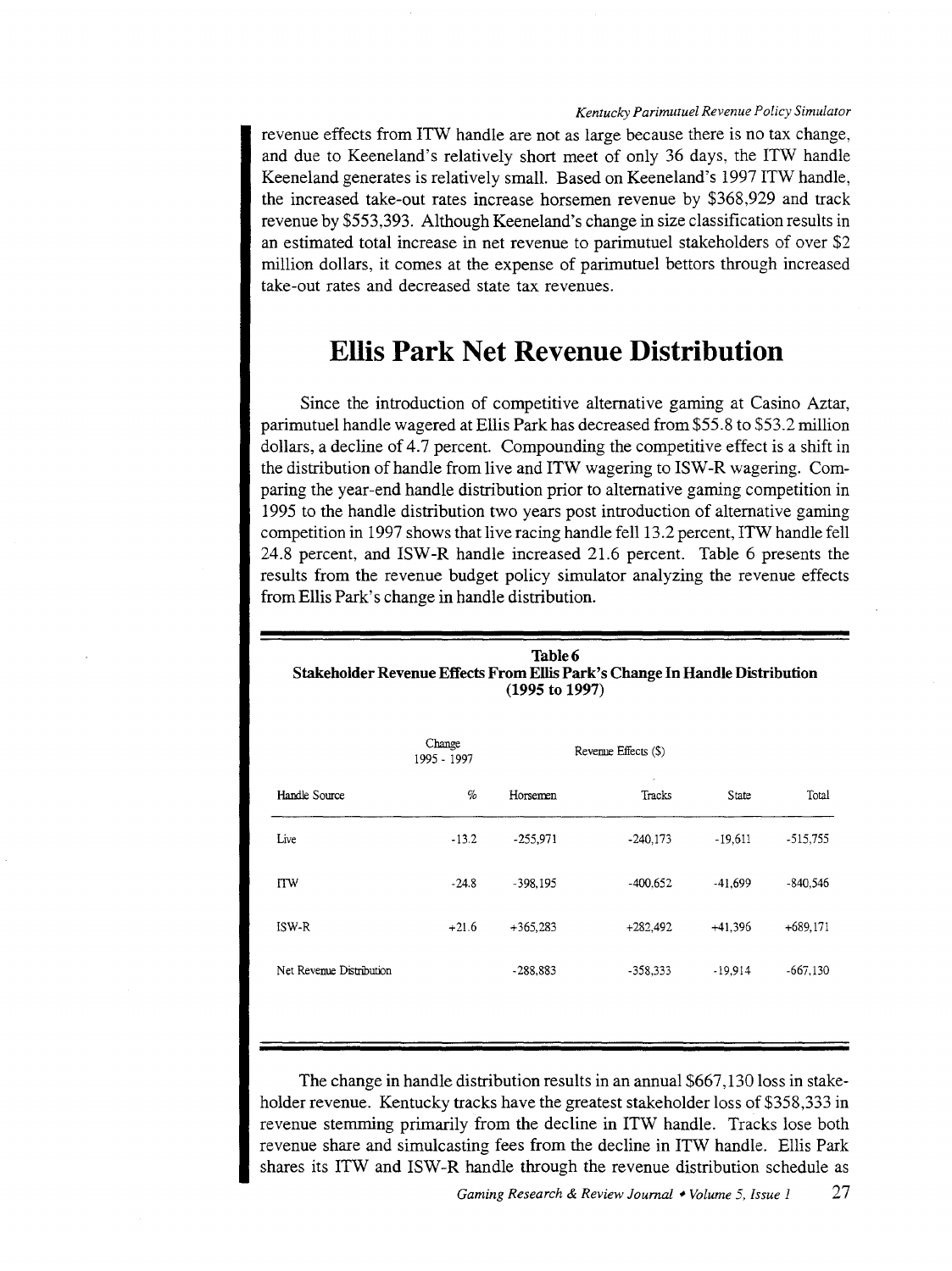revenue effects from ITW handle are not as large because there is no tax change, and due to Keeneland's relatively short meet of only 36 days, the ITW handle Keeneland generates is relatively small. Based on Keeneland's 1997 ITW handle, the increased take-out rates increase horsemen revenue by $368,929 and track revenue by $553,393. Although Keeneland's change in size classification results in an estimated total increase in net revenue to parimutuel stakeholders of over $2 million dollars, it comes at the expense of parimutuel bettors through increased take-out rates and decreased state tax revenues.

## Ellis Park Net Revenue Distribution

Since the introduction of competitive alternative gaming at Casino Aztar, parimutuel handle wagered at Ellis Park has decreased from $55.8 to $53.2 million dollars, a decline of 4.7 percent. Compounding the competitive effect is a shift in the distribution of handle from live and ITW wagering to ISW-R wagering. Comparing the year-end handle distribution prior to alternative gaming competition in 1995 to the handle distribution two years post introduction of alternative gaming competition in 1997 shows that live racing handle fell 13.2 percent, ITW handle fell 24.8 percent, and ISW-R handle increased 21.6 percent. Table 6 presents the results from the revenue budget policy simulator analyzing the revenue effects from Ellis Park's change in handle distribution.

**Table 6**
**Stakeholder Revenue Effects From Ellis Park's Change In Handle Distribution (1995 to 1997)**

| | Change 1995 - 1997 | Revenue Effects ($) | | | |
|---|---|---|---|---|---|
| Handle Source | % | Horsemen | Tracks | State | Total |
| Live | -13.2 | -255,971 | -240,173 | -19,611 | -515,755 |
| ITW | -24.8 | -398,195 | -400,652 | -41,699 | -840,546 |
| ISW-R | +21.6 | +365,283 | +282,492 | +41,396 | +689,171 |
| Net Revenue Distribution | | -288,883 | -358,333 | -19,914 | -667,130 |

The change in handle distribution results in an annual $667,130 loss in stakeholder revenue. Kentucky tracks have the greatest stakeholder loss of $358,333 in revenue stemming primarily from the decline in ITW handle. Tracks lose both revenue share and simulcasting fees from the decline in ITW handle. Ellis Park shares its ITW and ISW-R handle through the revenue distribution schedule as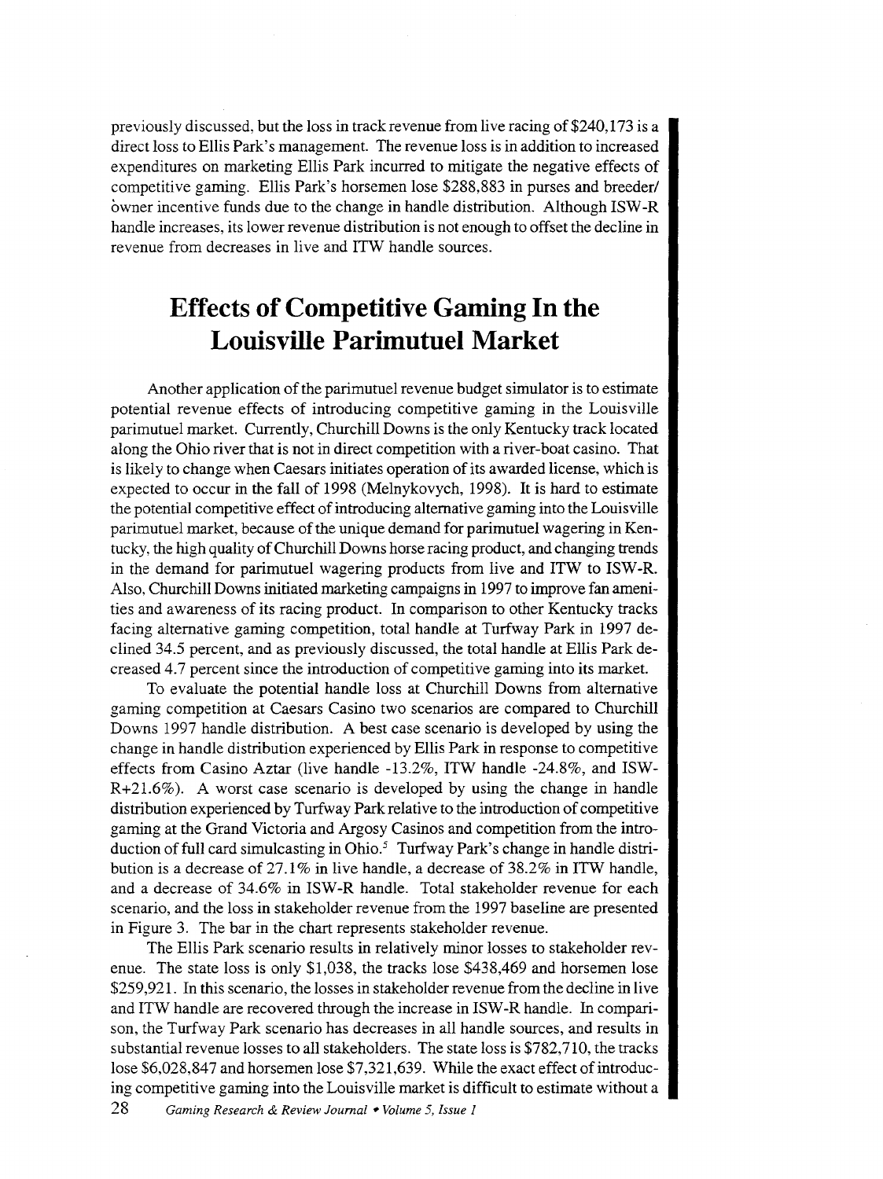previously discussed, but the loss in track revenue from live racing of $240,173 is a direct loss to Ellis Park's management. The revenue loss is in addition to increased expenditures on marketing Ellis Park incurred to mitigate the negative effects of competitive gaming. Ellis Park's horsemen lose $288,883 in purses and breeder/owner incentive funds due to the change in handle distribution. Although ISW-R handle increases, its lower revenue distribution is not enough to offset the decline in revenue from decreases in live and ITW handle sources.

## Effects of Competitive Gaming In the Louisville Parimutuel Market

Another application of the parimutuel revenue budget simulator is to estimate potential revenue effects of introducing competitive gaming in the Louisville parimutuel market. Currently, Churchill Downs is the only Kentucky track located along the Ohio river that is not in direct competition with a river-boat casino. That is likely to change when Caesars initiates operation of its awarded license, which is expected to occur in the fall of 1998 (Melnykovych, 1998). It is hard to estimate the potential competitive effect of introducing alternative gaming into the Louisville parimutuel market, because of the unique demand for parimutuel wagering in Kentucky, the high quality of Churchill Downs horse racing product, and changing trends in the demand for parimutuel wagering products from live and ITW to ISW-R. Also, Churchill Downs initiated marketing campaigns in 1997 to improve fan amenities and awareness of its racing product. In comparison to other Kentucky tracks facing alternative gaming competition, total handle at Turfway Park in 1997 declined 34.5 percent, and as previously discussed, the total handle at Ellis Park decreased 4.7 percent since the introduction of competitive gaming into its market.

To evaluate the potential handle loss at Churchill Downs from alternative gaming competition at Caesars Casino two scenarios are compared to Churchill Downs 1997 handle distribution. A best case scenario is developed by using the change in handle distribution experienced by Ellis Park in response to competitive effects from Casino Aztar (live handle -13.2%, ITW handle -24.8%, and ISW-R+21.6%). A worst case scenario is developed by using the change in handle distribution experienced by Turfway Park relative to the introduction of competitive gaming at the Grand Victoria and Argosy Casinos and competition from the introduction of full card simulcasting in Ohio.[5] Turfway Park's change in handle distribution is a decrease of 27.1% in live handle, a decrease of 38.2% in ITW handle, and a decrease of 34.6% in ISW-R handle. Total stakeholder revenue for each scenario, and the loss in stakeholder revenue from the 1997 baseline are presented in Figure 3. The bar in the chart represents stakeholder revenue.

The Ellis Park scenario results in relatively minor losses to stakeholder revenue. The state loss is only $1,038, the tracks lose $438,469 and horsemen lose $259,921. In this scenario, the losses in stakeholder revenue from the decline in live and ITW handle are recovered through the increase in ISW-R handle. In comparison, the Turfway Park scenario has decreases in all handle sources, and results in substantial revenue losses to all stakeholders. The state loss is $782,710, the tracks lose $6,028,847 and horsemen lose $7,321,639. While the exact effect of introducing competitive gaming into the Louisville market is difficult to estimate without a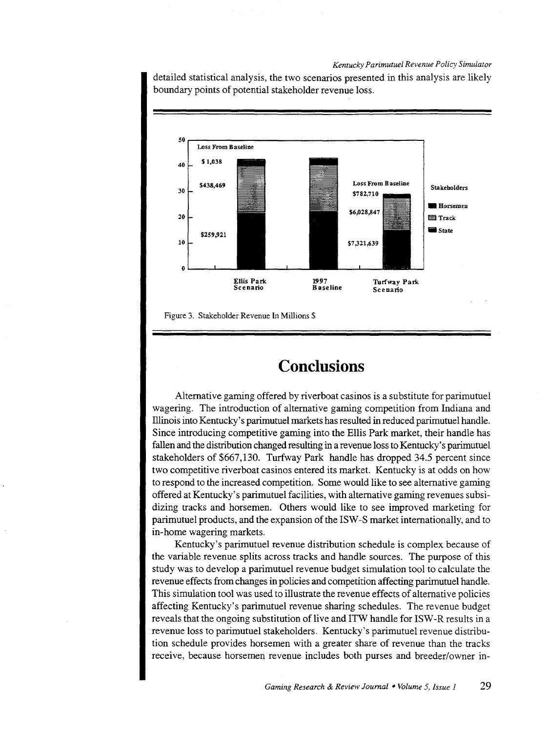detailed statistical analysis, the two scenarios presented in this analysis are likely boundary points of potential stakeholder revenue loss.

Figure 3. Stakeholder Revenue In Millions $

# Conclusions

Alternative gaming offered by riverboat casinos is a substitute for parimutuel wagering. The introduction of alternative gaming competition from Indiana and Illinois into Kentucky's parimutuel markets has resulted in reduced parimutuel handle. Since introducing competitive gaming into the Ellis Park market, their handle has fallen and the distribution changed resulting in a revenue loss to Kentucky's parimutuel stakeholders of $667,130. Turfway Park handle has dropped 34.5 percent since two competitive riverboat casinos entered its market. Kentucky is at odds on how to respond to the increased competition. Some would like to see alternative gaming offered at Kentucky's parimutuel facilities, with alternative gaming revenues subsidizing tracks and horsemen. Others would like to see improved marketing for parimutuel products, and the expansion of the ISW-S market internationally, and to in-home wagering markets.

Kentucky's parimutuel revenue distribution schedule is complex because of the variable revenue splits across tracks and handle sources. The purpose of this study was to develop a parimutuel revenue budget simulation tool to calculate the revenue effects from changes in policies and competition affecting parimutuel handle. This simulation tool was used to illustrate the revenue effects of alternative policies affecting Kentucky's parimutuel revenue sharing schedules. The revenue budget reveals that the ongoing substitution of live and ITW handle for ISW-R results in a revenue loss to parimutuel stakeholders. Kentucky's parimutuel revenue distribution schedule provides horsemen with a greater share of revenue than the tracks receive, because horsemen revenue includes both purses and breeder/owner in-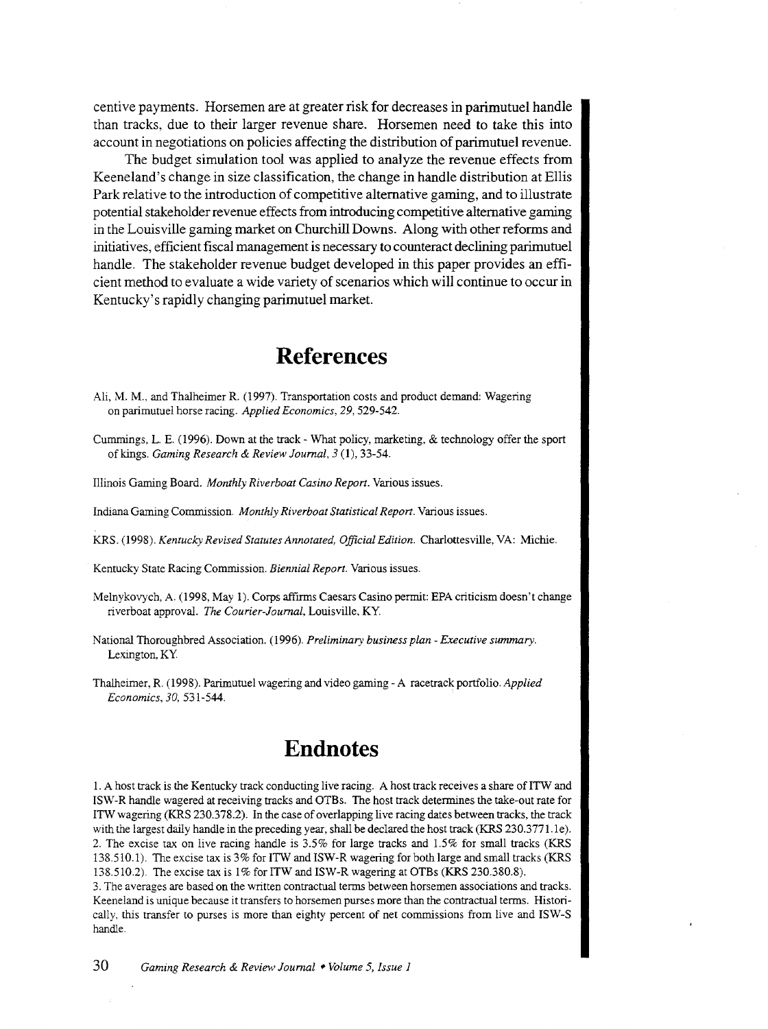centive payments. Horsemen are at greater risk for decreases in parimutuel handle than tracks, due to their larger revenue share. Horsemen need to take this into account in negotiations on policies affecting the distribution of parimutuel revenue.

The budget simulation tool was applied to analyze the revenue effects from Keeneland's change in size classification, the change in handle distribution at Ellis Park relative to the introduction of competitive alternative gaming, and to illustrate potential stakeholder revenue effects from introducing competitive alternative gaming in the Louisville gaming market on Churchill Downs. Along with other reforms and initiatives, efficient fiscal management is necessary to counteract declining parimutuel handle. The stakeholder revenue budget developed in this paper provides an efficient method to evaluate a wide variety of scenarios which will continue to occur in Kentucky's rapidly changing parimutuel market.

# References

Ali, M. M., and Thalheimer R. (1997). Transportation costs and product demand: Wagering on parimutuel horse racing. *Applied Economics, 29*, 529-542.

Cummings, L. E. (1996). Down at the track - What policy, marketing, & technology offer the sport of kings. *Gaming Research & Review Journal, 3* (1), 33-54.

Illinois Gaming Board. *Monthly Riverboat Casino Report*. Various issues.

Indiana Gaming Commission. *Monthly Riverboat Statistical Report*. Various issues.

KRS. (1998). *Kentucky Revised Statutes Annotated, Official Edition*. Charlottesville, VA: Michie.

Kentucky State Racing Commission. *Biennial Report*. Various issues.

Melnykovych, A. (1998, May 1). Corps affirms Caesars Casino permit: EPA criticism doesn't change riverboat approval. *The Courier-Journal*, Louisville, KY.

National Thoroughbred Association. (1996). *Preliminary business plan - Executive summary*. Lexington, KY.

Thalheimer, R. (1998). Parimutuel wagering and video gaming - A racetrack portfolio. *Applied Economics, 30*, 531-544.

# Endnotes

1. A host track is the Kentucky track conducting live racing. A host track receives a share of ITW and ISW-R handle wagered at receiving tracks and OTBs. The host track determines the take-out rate for ITW wagering (KRS 230.378.2). In the case of overlapping live racing dates between tracks, the track with the largest daily handle in the preceding year, shall be declared the host track (KRS 230.3771.1e).
2. The excise tax on live racing handle is 3.5% for large tracks and 1.5% for small tracks (KRS 138.510.1). The excise tax is 3% for ITW and ISW-R wagering for both large and small tracks (KRS 138.510.2). The excise tax is 1% for ITW and ISW-R wagering at OTBs (KRS 230.380.8).
3. The averages are based on the written contractual terms between horsemen associations and tracks. Keeneland is unique because it transfers to horsemen purses more than the contractual terms. Historically, this transfer to purses is more than eighty percent of net commissions from live and ISW-S handle.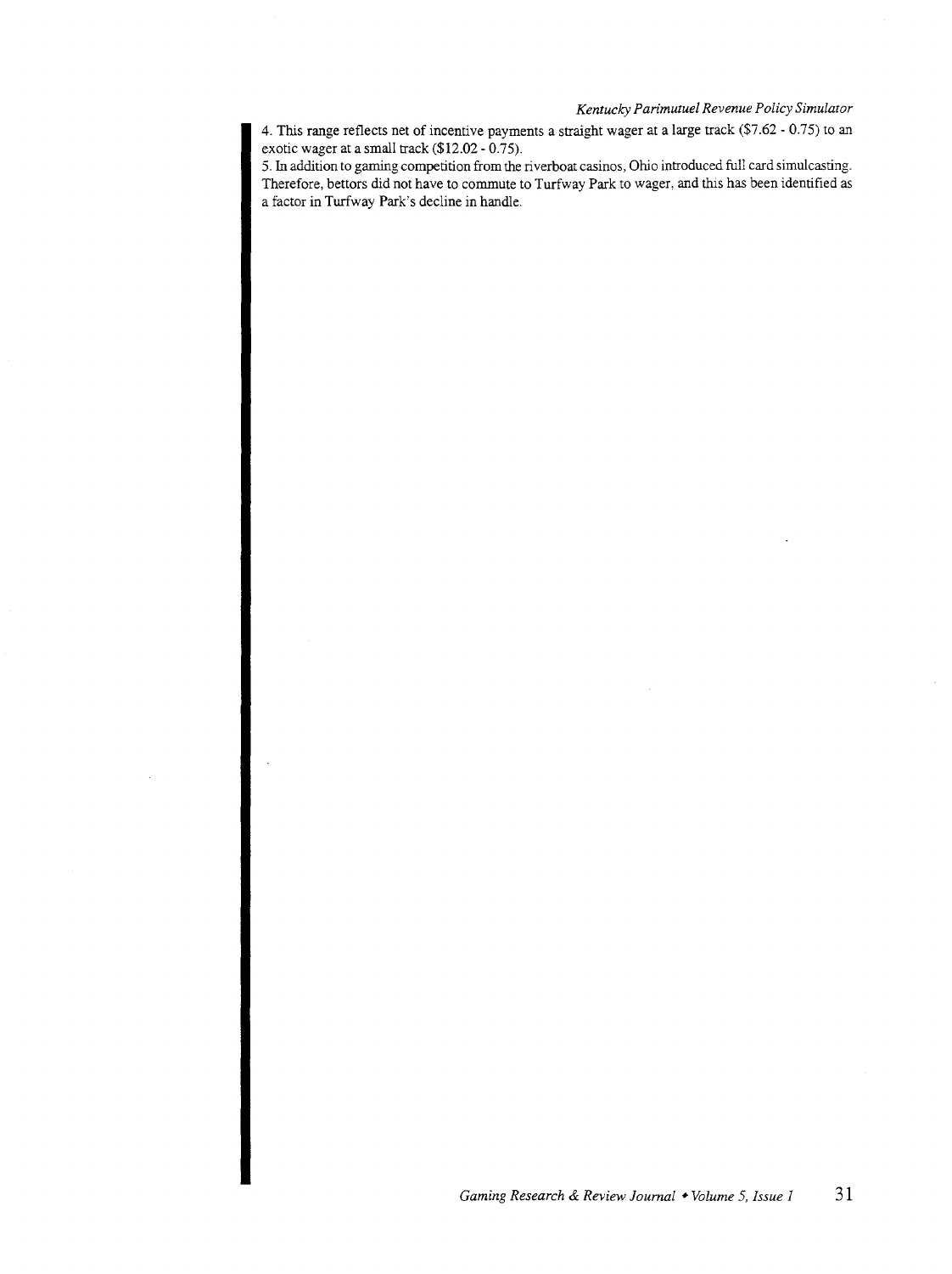4. This range reflects net of incentive payments a straight wager at a large track ($7.62 - 0.75) to an exotic wager at a small track ($12.02 - 0.75).

5. In addition to gaming competition from the riverboat casinos, Ohio introduced full card simulcasting. Therefore, bettors did not have to commute to Turfway Park to wager, and this has been identified as a factor in Turfway Park's decline in handle.